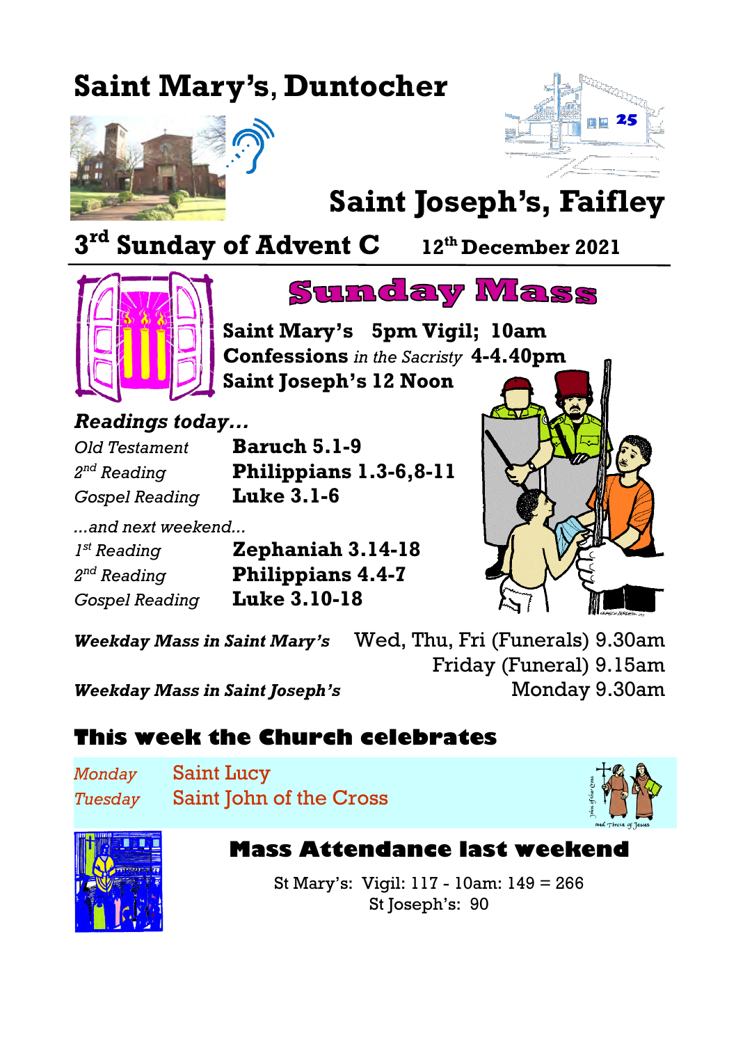# Saint Mary's, Duntocher

# Saint Joseph's, Faifley

## 3rd Sunday of Advent C    12th December 2021

## Sunday Mass

**Saint Mary's 5pm Vigil; 10am**
**Confessions** *in the Sacristy* **4-4.40pm**
**Saint Joseph's 12 Noon**

### *Readings today...*

| | |
|---|---|
| *Old Testament* | **Baruch 5.1-9** |
| *2nd Reading* | **Philippians 1.3-6,8-11** |
| *Gospel Reading* | **Luke 3.1-6** |

*...and next weekend...*

| | |
|---|---|
| *1st Reading* | **Zephaniah 3.14-18** |
| *2nd Reading* | **Philippians 4.4-7** |
| *Gospel Reading* | **Luke 3.10-18** |

***Weekday Mass in Saint Mary's*** Wed, Thu, Fri (Funerals) 9.30am
Friday (Funeral) 9.15am

***Weekday Mass in Saint Joseph's*** Monday 9.30am

## This week the Church celebrates

| | |
|---|---|
| *Monday* | Saint Lucy |
| *Tuesday* | Saint John of the Cross |

## Mass Attendance last weekend

St Mary's: Vigil: 117 - 10am: 149 = 266
St Joseph's: 90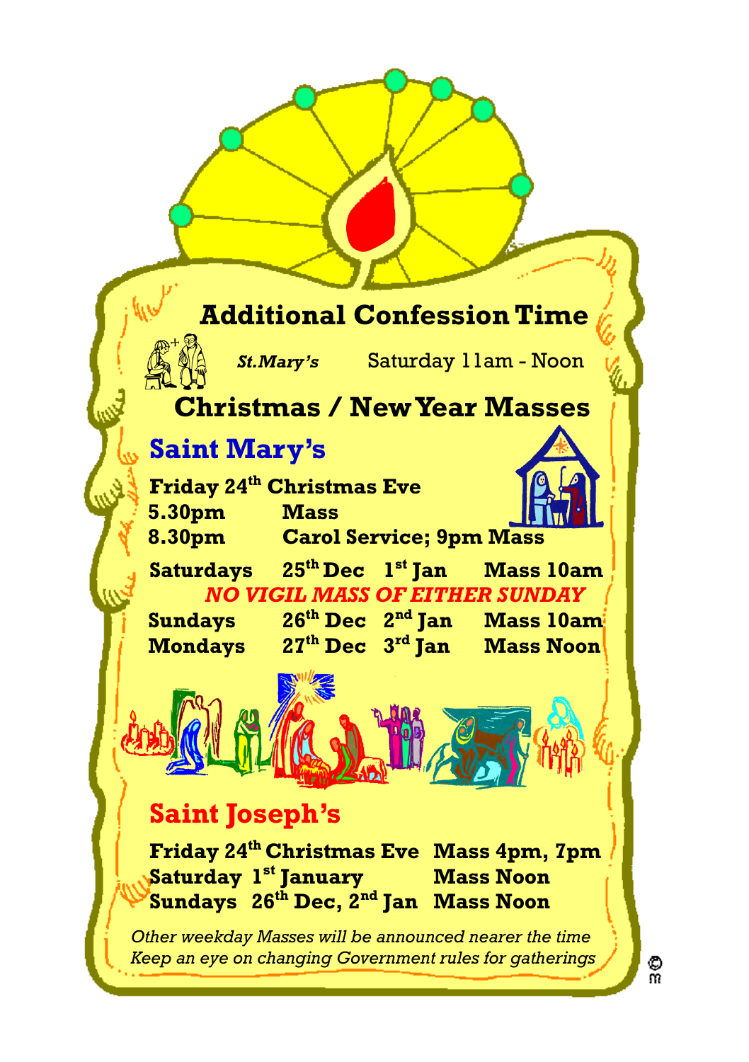# Additional Confession Time

***St.Mary's*** Saturday 11am - Noon

# Christmas / New Year Masses

## Saint Mary's

**Friday 24th Christmas Eve**

| | |
|---|---|
| **5.30pm** | **Mass** |
| **8.30pm** | **Carol Service; 9pm Mass** |

| | | | |
|---|---|---|---|
| **Saturdays** | **25th Dec** | **1st Jan** | **Mass 10am** |

***NO VIGIL MASS OF EITHER SUNDAY***

| | | | |
|---|---|---|---|
| **Sundays** | **26th Dec** | **2nd Jan** | **Mass 10am** |
| **Mondays** | **27th Dec** | **3rd Jan** | **Mass Noon** |

## Saint Joseph's

| | |
|---|---|
| **Friday 24th Christmas Eve** | **Mass 4pm, 7pm** |
| **Saturday 1st January** | **Mass Noon** |
| **Sundays 26th Dec, 2nd Jan** | **Mass Noon** |

*Other weekday Masses will be announced nearer the time*
*Keep an eye on changing Government rules for gatherings*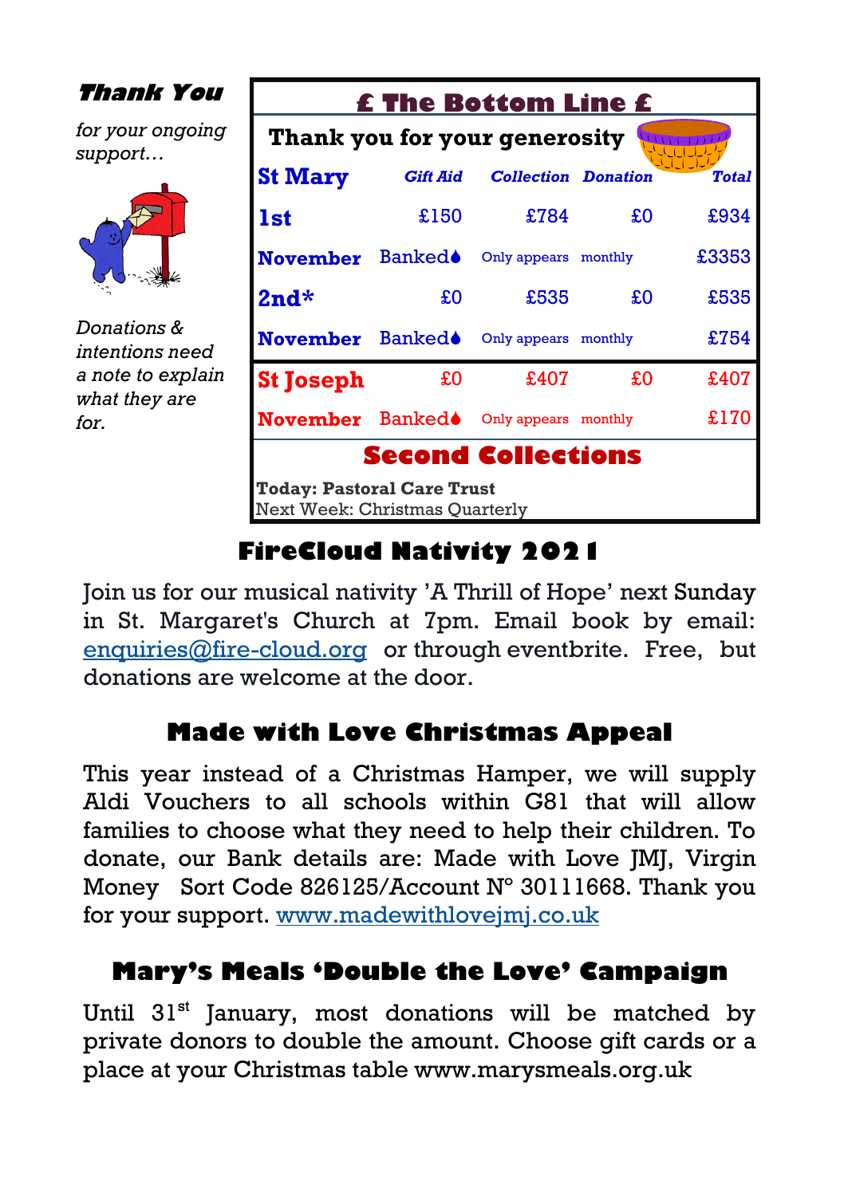### Thank You

*for your ongoing support…*

*Donations & intentions need a note to explain what they are for.*

## £ The Bottom Line £

**Thank you for your generosity**

| St Mary | Gift Aid | Collection | Donation | Total |
|---|---|---|---|---|
| 1st | £150 | £784 | £0 | £934 |
| November | Banked | Only appears | monthly | £3353 |
| 2nd* | £0 | £535 | £0 | £535 |
| November | Banked | Only appears | monthly | £754 |
| St Joseph | £0 | £407 | £0 | £407 |
| November | Banked | Only appears | monthly | £170 |

### Second Collections

**Today: Pastoral Care Trust**
Next Week: Christmas Quarterly

## FireCloud Nativity 2021

Join us for our musical nativity 'A Thrill of Hope' next Sunday in St. Margaret's Church at 7pm. Email book by email: enquiries@fire-cloud.org or through eventbrite. Free, but donations are welcome at the door.

## Made with Love Christmas Appeal

This year instead of a Christmas Hamper, we will supply Aldi Vouchers to all schools within G81 that will allow families to choose what they need to help their children. To donate, our Bank details are: Made with Love JMJ, Virgin Money Sort Code 826125/Account N° 30111668. Thank you for your support. www.madewithlovejmj.co.uk

## Mary's Meals 'Double the Love' Campaign

Until 31st January, most donations will be matched by private donors to double the amount. Choose gift cards or a place at your Christmas table www.marysmeals.org.uk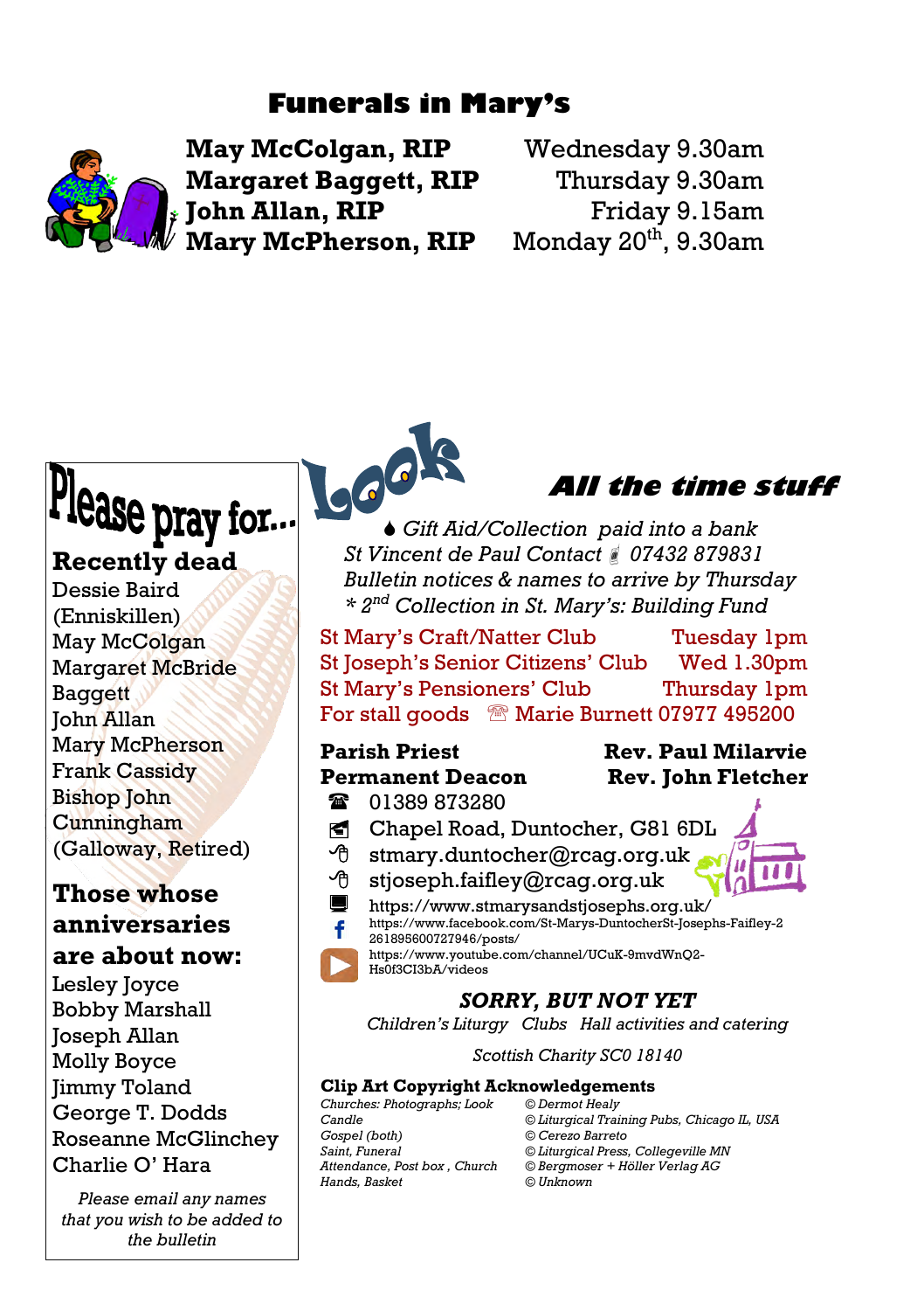# Funerals in Mary's

| | |
|---|---|
| **May McColgan, RIP** | Wednesday 9.30am |
| **Margaret Baggett, RIP** | Thursday 9.30am |
| **John Allan, RIP** | Friday 9.15am |
| **Mary McPherson, RIP** | Monday 20th, 9.30am |

## Please pray for...

### Recently dead

Dessie Baird (Enniskillen)
May McColgan
Margaret McBride Baggett
John Allan
Mary McPherson
Frank Cassidy
Bishop John Cunningham (Galloway, Retired)

### Those whose anniversaries are about now:

Lesley Joyce
Bobby Marshall
Joseph Allan
Molly Boyce
Jimmy Toland
George T. Dodds
Roseanne McGlinchey
Charlie O' Hara

*Please email any names that you wish to be added to the bulletin*

## Look — *All the time stuff*

*Gift Aid/Collection paid into a bank*
*St Vincent de Paul Contact 07432 879831*
*Bulletin notices & names to arrive by Thursday*
*\* 2nd Collection in St. Mary's: Building Fund*

| | |
|---|---|
| St Mary's Craft/Natter Club | Tuesday 1pm |
| St Joseph's Senior Citizens' Club | Wed 1.30pm |
| St Mary's Pensioners' Club | Thursday 1pm |
| For stall goods ☎ Marie Burnett 07977 495200 | |

**Parish Priest** — **Rev. Paul Milarvie**
**Permanent Deacon** — **Rev. John Fletcher**

☎ 01389 873280
Chapel Road, Duntocher, G81 6DL
stmary.duntocher@rcag.org.uk
stjoseph.faifley@rcag.org.uk
https://www.stmarysandstjosephs.org.uk/
https://www.facebook.com/St-Marys-DuntocherSt-Josephs-Faifley-2261895600727946/posts/
https://www.youtube.com/channel/UCuK-9mvdWnQ2-Hs0f3CI3bA/videos

### *SORRY, BUT NOT YET*

*Children's Liturgy   Clubs   Hall activities and catering*

*Scottish Charity SC0 18140*

**Clip Art Copyright Acknowledgements**

| | |
|---|---|
| *Churches: Photographs; Look* | *© Dermot Healy* |
| *Candle* | *© Liturgical Training Pubs, Chicago IL, USA* |
| *Gospel (both)* | *© Cerezo Barreto* |
| *Saint, Funeral* | *© Liturgical Press, Collegeville MN* |
| *Attendance, Post box , Church* | *© Bergmoser + Höller Verlag AG* |
| *Hands, Basket* | *© Unknown* |